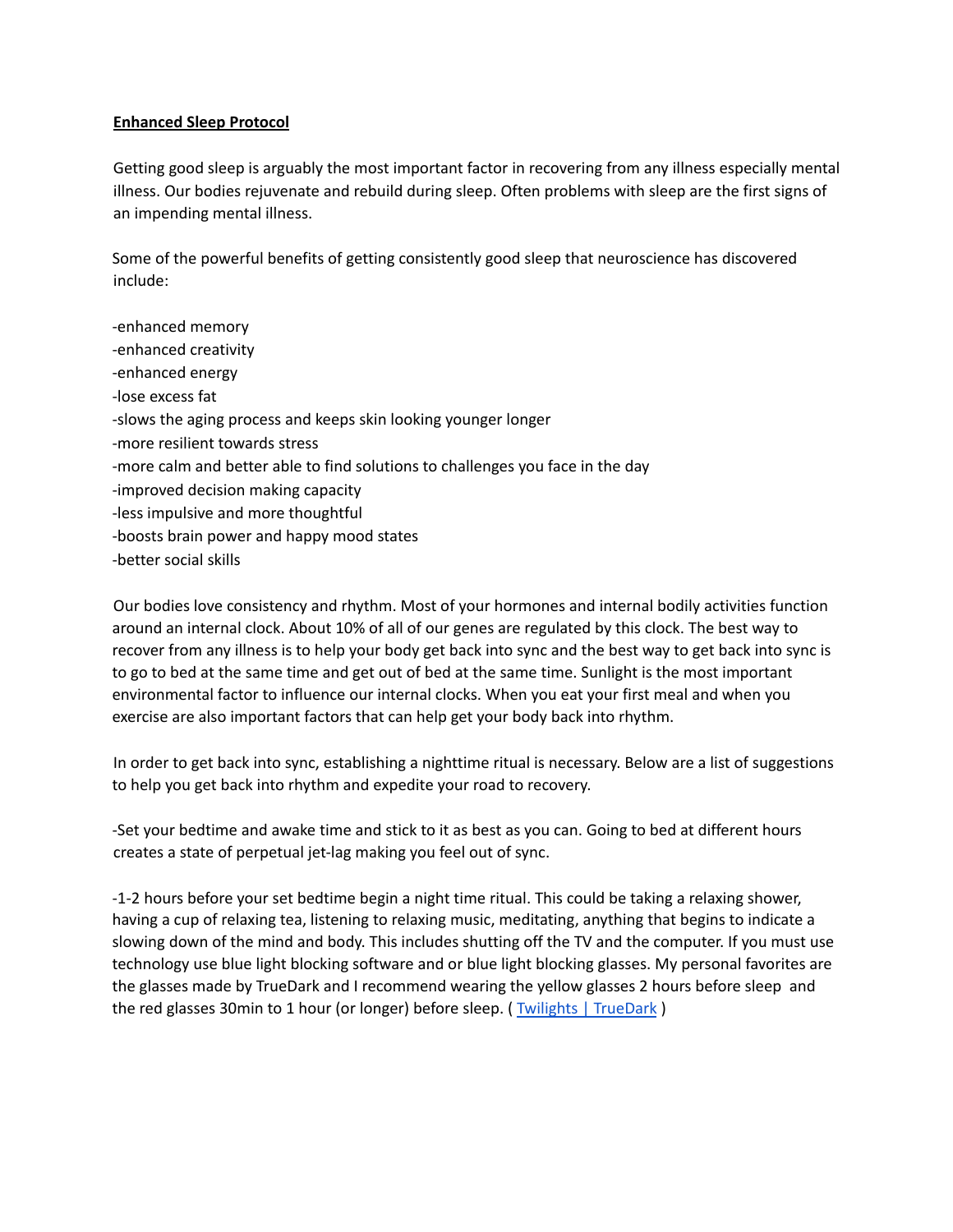**Enhanced Sleep Protocol**

Getting good sleep is arguably the most important factor in recovering from any illness especially mental illness. Our bodies rejuvenate and rebuild during sleep. Often problems with sleep are the first signs of an impending mental illness.

Some of the powerful benefits of getting consistently good sleep that neuroscience has discovered include:

-enhanced memory
-enhanced creativity
-enhanced energy
-lose excess fat
-slows the aging process and keeps skin looking younger longer
-more resilient towards stress
-more calm and better able to find solutions to challenges you face in the day
-improved decision making capacity
-less impulsive and more thoughtful
-boosts brain power and happy mood states
-better social skills

Our bodies love consistency and rhythm. Most of your hormones and internal bodily activities function around an internal clock. About 10% of all of our genes are regulated by this clock. The best way to recover from any illness is to help your body get back into sync and the best way to get back into sync is to go to bed at the same time and get out of bed at the same time. Sunlight is the most important environmental factor to influence our internal clocks. When you eat your first meal and when you exercise are also important factors that can help get your body back into rhythm.

In order to get back into sync, establishing a nighttime ritual is necessary. Below are a list of suggestions to help you get back into rhythm and expedite your road to recovery.

-Set your bedtime and awake time and stick to it as best as you can. Going to bed at different hours creates a state of perpetual jet-lag making you feel out of sync.

-1-2 hours before your set bedtime begin a night time ritual. This could be taking a relaxing shower, having a cup of relaxing tea, listening to relaxing music, meditating, anything that begins to indicate a slowing down of the mind and body. This includes shutting off the TV and the computer. If you must use technology use blue light blocking software and or blue light blocking glasses. My personal favorites are the glasses made by TrueDark and I recommend wearing the yellow glasses 2 hours before sleep and the red glasses 30min to 1 hour (or longer) before sleep. ( Twilights | TrueDark )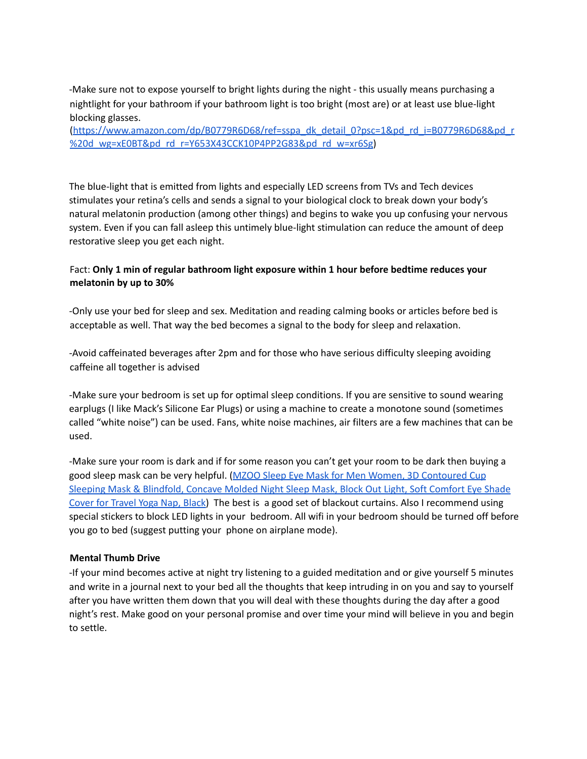-Make sure not to expose yourself to bright lights during the night - this usually means purchasing a nightlight for your bathroom if your bathroom light is too bright (most are) or at least use blue-light blocking glasses. (https://www.amazon.com/dp/B0779R6D68/ref=sspa_dk_detail_0?psc=1&pd_rd_i=B0779R6D68&pd_r%20d_wg=xE0BT&pd_rd_r=Y653X43CCK10P4PP2G83&pd_rd_w=xr6Sg)

The blue-light that is emitted from lights and especially LED screens from TVs and Tech devices stimulates your retina's cells and sends a signal to your biological clock to break down your body's natural melatonin production (among other things) and begins to wake you up confusing your nervous system. Even if you can fall asleep this untimely blue-light stimulation can reduce the amount of deep restorative sleep you get each night.

Fact: **Only 1 min of regular bathroom light exposure within 1 hour before bedtime reduces your melatonin by up to 30%**

-Only use your bed for sleep and sex. Meditation and reading calming books or articles before bed is acceptable as well. That way the bed becomes a signal to the body for sleep and relaxation.

-Avoid caffeinated beverages after 2pm and for those who have serious difficulty sleeping avoiding caffeine all together is advised

-Make sure your bedroom is set up for optimal sleep conditions. If you are sensitive to sound wearing earplugs (I like Mack's Silicone Ear Plugs) or using a machine to create a monotone sound (sometimes called "white noise") can be used. Fans, white noise machines, air filters are a few machines that can be used.

-Make sure your room is dark and if for some reason you can't get your room to be dark then buying a good sleep mask can be very helpful. (MZOO Sleep Eye Mask for Men Women, 3D Contoured Cup Sleeping Mask & Blindfold, Concave Molded Night Sleep Mask, Block Out Light, Soft Comfort Eye Shade Cover for Travel Yoga Nap, Black) The best is a good set of blackout curtains. Also I recommend using special stickers to block LED lights in your bedroom. All wifi in your bedroom should be turned off before you go to bed (suggest putting your phone on airplane mode).

**Mental Thumb Drive**

-If your mind becomes active at night try listening to a guided meditation and or give yourself 5 minutes and write in a journal next to your bed all the thoughts that keep intruding in on you and say to yourself after you have written them down that you will deal with these thoughts during the day after a good night's rest. Make good on your personal promise and over time your mind will believe in you and begin to settle.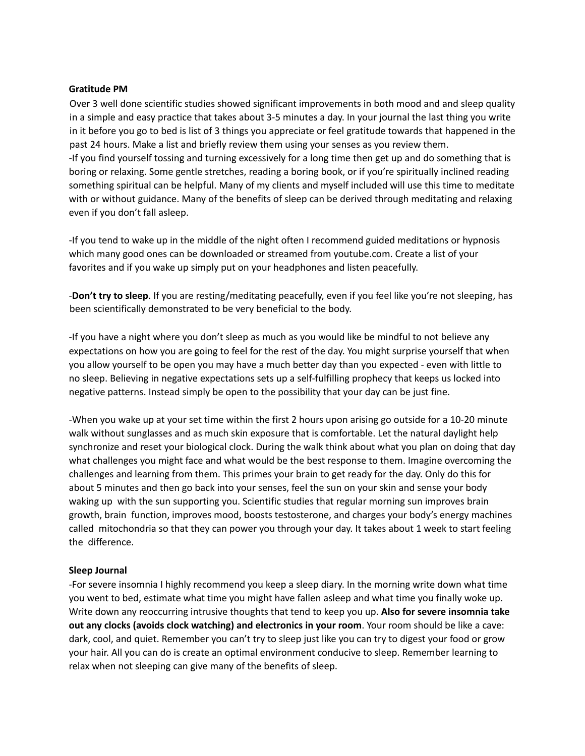**Gratitude PM**

Over 3 well done scientific studies showed significant improvements in both mood and and sleep quality in a simple and easy practice that takes about 3-5 minutes a day. In your journal the last thing you write in it before you go to bed is list of 3 things you appreciate or feel gratitude towards that happened in the past 24 hours. Make a list and briefly review them using your senses as you review them.

-If you find yourself tossing and turning excessively for a long time then get up and do something that is boring or relaxing. Some gentle stretches, reading a boring book, or if you're spiritually inclined reading something spiritual can be helpful. Many of my clients and myself included will use this time to meditate with or without guidance. Many of the benefits of sleep can be derived through meditating and relaxing even if you don't fall asleep.

-If you tend to wake up in the middle of the night often I recommend guided meditations or hypnosis which many good ones can be downloaded or streamed from youtube.com. Create a list of your favorites and if you wake up simply put on your headphones and listen peacefully.

-**Don't try to sleep**. If you are resting/meditating peacefully, even if you feel like you're not sleeping, has been scientifically demonstrated to be very beneficial to the body.

-If you have a night where you don't sleep as much as you would like be mindful to not believe any expectations on how you are going to feel for the rest of the day. You might surprise yourself that when you allow yourself to be open you may have a much better day than you expected - even with little to no sleep. Believing in negative expectations sets up a self-fulfilling prophecy that keeps us locked into negative patterns. Instead simply be open to the possibility that your day can be just fine.

-When you wake up at your set time within the first 2 hours upon arising go outside for a 10-20 minute walk without sunglasses and as much skin exposure that is comfortable. Let the natural daylight help synchronize and reset your biological clock. During the walk think about what you plan on doing that day what challenges you might face and what would be the best response to them. Imagine overcoming the challenges and learning from them. This primes your brain to get ready for the day. Only do this for about 5 minutes and then go back into your senses, feel the sun on your skin and sense your body waking up with the sun supporting you. Scientific studies that regular morning sun improves brain growth, brain function, improves mood, boosts testosterone, and charges your body's energy machines called mitochondria so that they can power you through your day. It takes about 1 week to start feeling the difference.

**Sleep Journal**

-For severe insomnia I highly recommend you keep a sleep diary. In the morning write down what time you went to bed, estimate what time you might have fallen asleep and what time you finally woke up. Write down any reoccurring intrusive thoughts that tend to keep you up. **Also for severe insomnia take out any clocks (avoids clock watching) and electronics in your room**. Your room should be like a cave: dark, cool, and quiet. Remember you can't try to sleep just like you can try to digest your food or grow your hair. All you can do is create an optimal environment conducive to sleep. Remember learning to relax when not sleeping can give many of the benefits of sleep.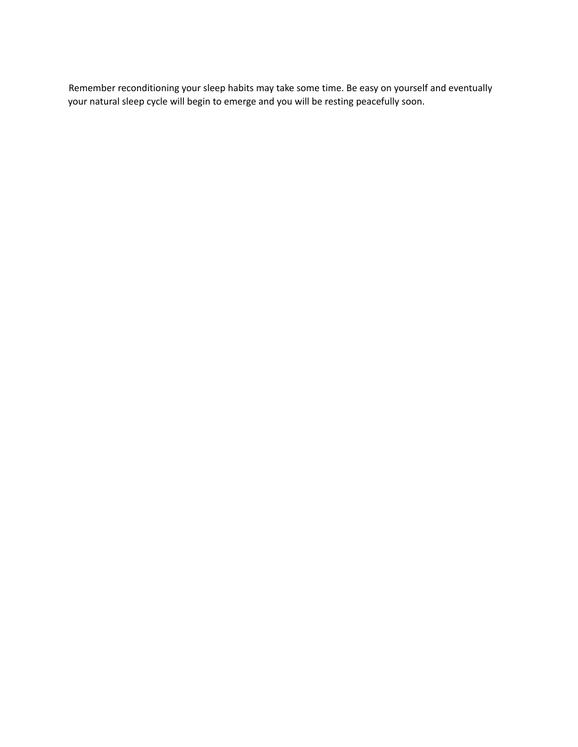Remember reconditioning your sleep habits may take some time. Be easy on yourself and eventually your natural sleep cycle will begin to emerge and you will be resting peacefully soon.